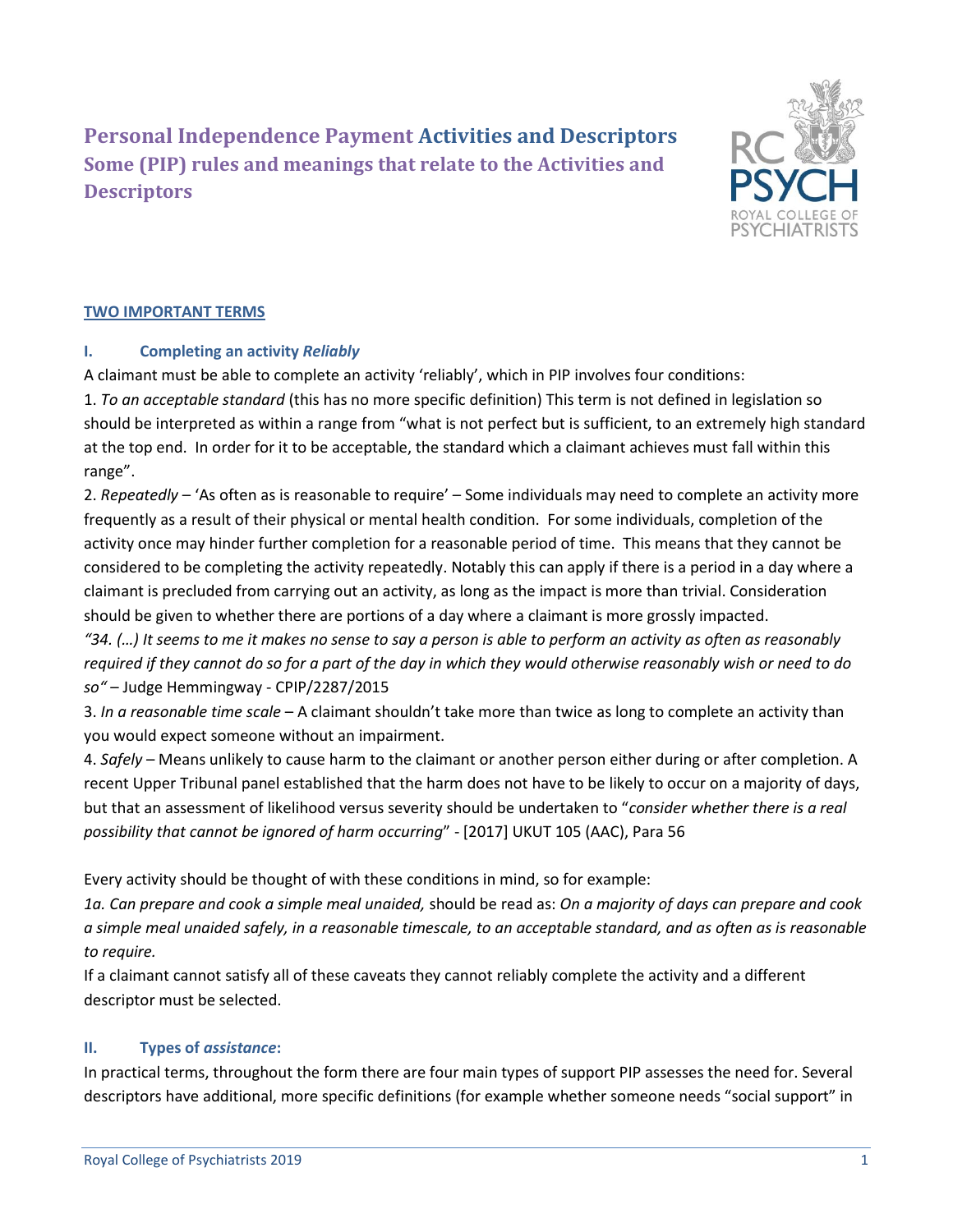# Personal Independence Payment Activities and Descriptors

## Some (PIP) rules and meanings that relate to the Activities and Descriptors

**TWO IMPORTANT TERMS**

### I. Completing an activity *Reliably*

A claimant must be able to complete an activity 'reliably', which in PIP involves four conditions:

1. *To an acceptable standard* (this has no more specific definition) This term is not defined in legislation so should be interpreted as within a range from "what is not perfect but is sufficient, to an extremely high standard at the top end. In order for it to be acceptable, the standard which a claimant achieves must fall within this range".

2. *Repeatedly* – 'As often as is reasonable to require' – Some individuals may need to complete an activity more frequently as a result of their physical or mental health condition. For some individuals, completion of the activity once may hinder further completion for a reasonable period of time. This means that they cannot be considered to be completing the activity repeatedly. Notably this can apply if there is a period in a day where a claimant is precluded from carrying out an activity, as long as the impact is more than trivial. Consideration should be given to whether there are portions of a day where a claimant is more grossly impacted.

*"34. (…) It seems to me it makes no sense to say a person is able to perform an activity as often as reasonably required if they cannot do so for a part of the day in which they would otherwise reasonably wish or need to do so"* – Judge Hemmingway - CPIP/2287/2015

3. *In a reasonable time scale* – A claimant shouldn't take more than twice as long to complete an activity than you would expect someone without an impairment.

4. *Safely* – Means unlikely to cause harm to the claimant or another person either during or after completion. A recent Upper Tribunal panel established that the harm does not have to be likely to occur on a majority of days, but that an assessment of likelihood versus severity should be undertaken to "*consider whether there is a real possibility that cannot be ignored of harm occurring*" - [2017] UKUT 105 (AAC), Para 56

Every activity should be thought of with these conditions in mind, so for example:

*1a. Can prepare and cook a simple meal unaided,* should be read as: *On a majority of days can prepare and cook a simple meal unaided safely, in a reasonable timescale, to an acceptable standard, and as often as is reasonable to require.*

If a claimant cannot satisfy all of these caveats they cannot reliably complete the activity and a different descriptor must be selected.

### II. Types of *assistance*:

In practical terms, throughout the form there are four main types of support PIP assesses the need for. Several descriptors have additional, more specific definitions (for example whether someone needs "social support" in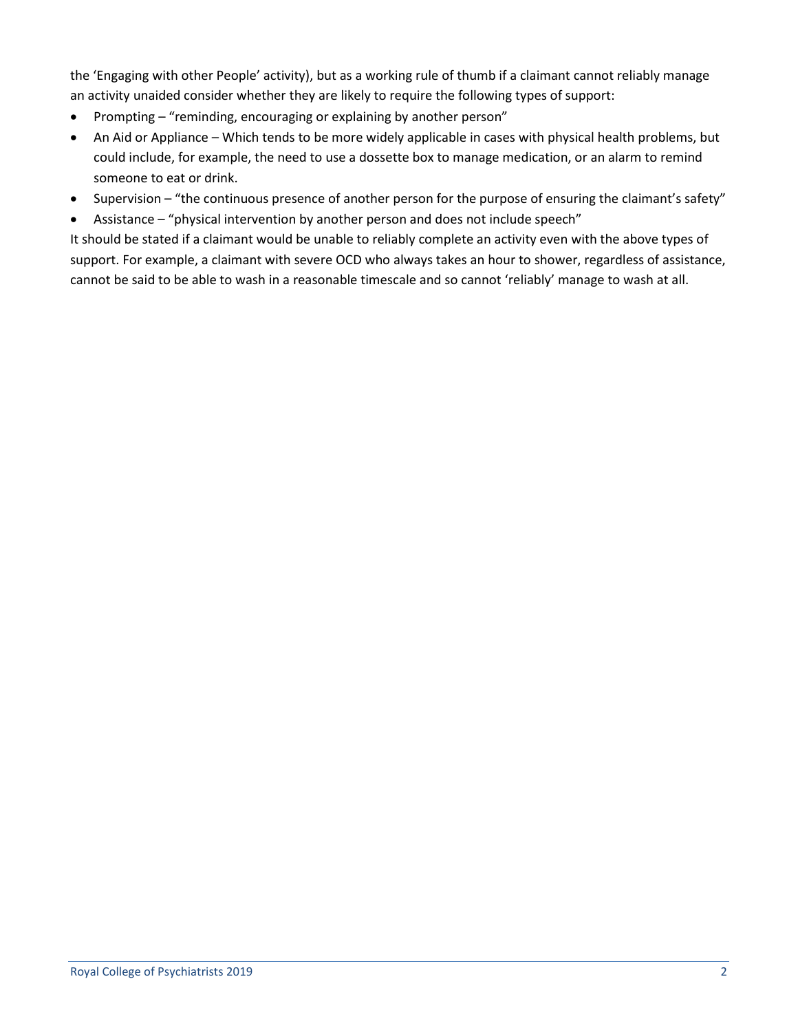the 'Engaging with other People' activity), but as a working rule of thumb if a claimant cannot reliably manage an activity unaided consider whether they are likely to require the following types of support:

- Prompting – "reminding, encouraging or explaining by another person"
- An Aid or Appliance – Which tends to be more widely applicable in cases with physical health problems, but could include, for example, the need to use a dossette box to manage medication, or an alarm to remind someone to eat or drink.
- Supervision – "the continuous presence of another person for the purpose of ensuring the claimant's safety"
- Assistance – "physical intervention by another person and does not include speech"

It should be stated if a claimant would be unable to reliably complete an activity even with the above types of support. For example, a claimant with severe OCD who always takes an hour to shower, regardless of assistance, cannot be said to be able to wash in a reasonable timescale and so cannot 'reliably' manage to wash at all.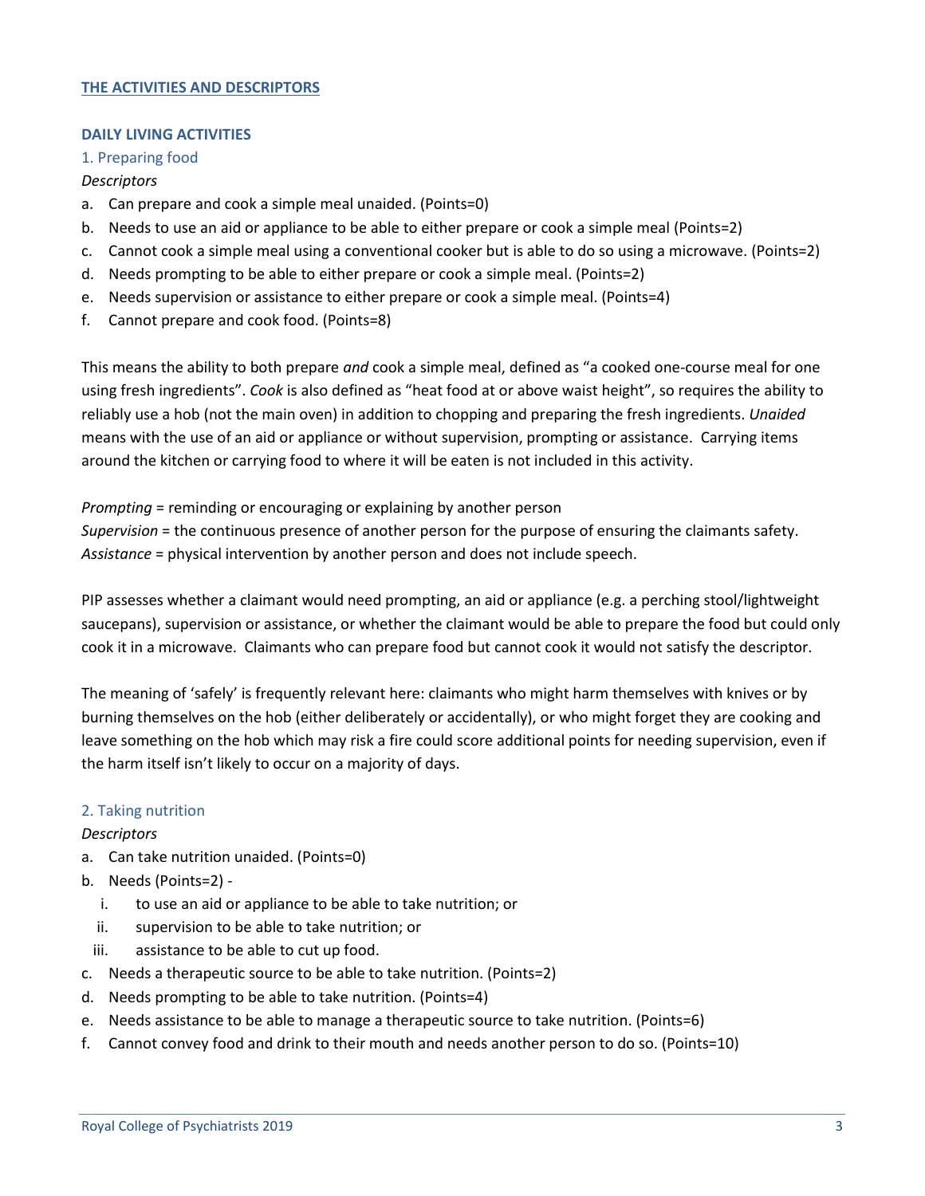## THE ACTIVITIES AND DESCRIPTORS

### DAILY LIVING ACTIVITIES

#### 1. Preparing food

*Descriptors*

a. Can prepare and cook a simple meal unaided. (Points=0)
b. Needs to use an aid or appliance to be able to either prepare or cook a simple meal (Points=2)
c. Cannot cook a simple meal using a conventional cooker but is able to do so using a microwave. (Points=2)
d. Needs prompting to be able to either prepare or cook a simple meal. (Points=2)
e. Needs supervision or assistance to either prepare or cook a simple meal. (Points=4)
f. Cannot prepare and cook food. (Points=8)

This means the ability to both prepare *and* cook a simple meal, defined as "a cooked one-course meal for one using fresh ingredients". *Cook* is also defined as "heat food at or above waist height", so requires the ability to reliably use a hob (not the main oven) in addition to chopping and preparing the fresh ingredients. *Unaided* means with the use of an aid or appliance or without supervision, prompting or assistance. Carrying items around the kitchen or carrying food to where it will be eaten is not included in this activity.

*Prompting* = reminding or encouraging or explaining by another person
*Supervision* = the continuous presence of another person for the purpose of ensuring the claimants safety.
*Assistance* = physical intervention by another person and does not include speech.

PIP assesses whether a claimant would need prompting, an aid or appliance (e.g. a perching stool/lightweight saucepans), supervision or assistance, or whether the claimant would be able to prepare the food but could only cook it in a microwave. Claimants who can prepare food but cannot cook it would not satisfy the descriptor.

The meaning of 'safely' is frequently relevant here: claimants who might harm themselves with knives or by burning themselves on the hob (either deliberately or accidentally), or who might forget they are cooking and leave something on the hob which may risk a fire could score additional points for needing supervision, even if the harm itself isn't likely to occur on a majority of days.

#### 2. Taking nutrition

*Descriptors*

a. Can take nutrition unaided. (Points=0)
b. Needs (Points=2) -
   i. to use an aid or appliance to be able to take nutrition; or
   ii. supervision to be able to take nutrition; or
   iii. assistance to be able to cut up food.
c. Needs a therapeutic source to be able to take nutrition. (Points=2)
d. Needs prompting to be able to take nutrition. (Points=4)
e. Needs assistance to be able to manage a therapeutic source to take nutrition. (Points=6)
f. Cannot convey food and drink to their mouth and needs another person to do so. (Points=10)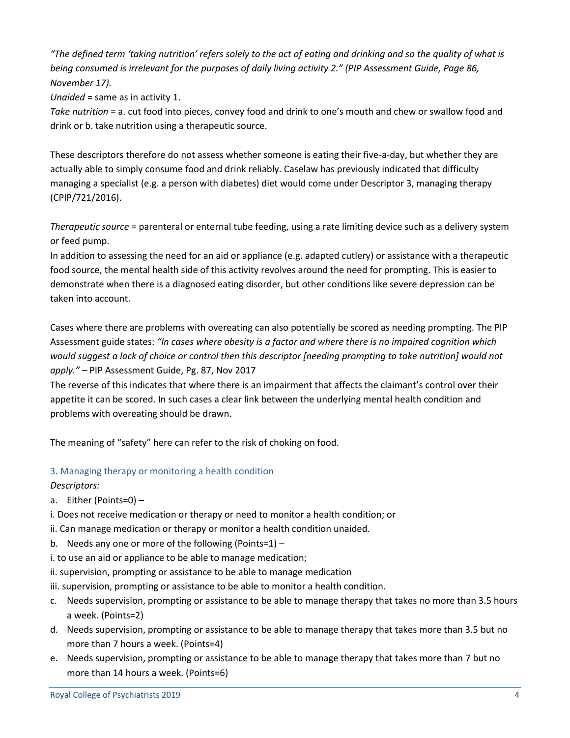*"The defined term 'taking nutrition' refers solely to the act of eating and drinking and so the quality of what is being consumed is irrelevant for the purposes of daily living activity 2." (PIP Assessment Guide, Page 86, November 17).*

*Unaided* = same as in activity 1.

*Take nutrition* = a. cut food into pieces, convey food and drink to one's mouth and chew or swallow food and drink or b. take nutrition using a therapeutic source.

These descriptors therefore do not assess whether someone is eating their five-a-day, but whether they are actually able to simply consume food and drink reliably. Caselaw has previously indicated that difficulty managing a specialist (e.g. a person with diabetes) diet would come under Descriptor 3, managing therapy (CPIP/721/2016).

*Therapeutic source* = parenteral or enternal tube feeding, using a rate limiting device such as a delivery system or feed pump.

In addition to assessing the need for an aid or appliance (e.g. adapted cutlery) or assistance with a therapeutic food source, the mental health side of this activity revolves around the need for prompting. This is easier to demonstrate when there is a diagnosed eating disorder, but other conditions like severe depression can be taken into account.

Cases where there are problems with overeating can also potentially be scored as needing prompting. The PIP Assessment guide states: *"In cases where obesity is a factor and where there is no impaired cognition which would suggest a lack of choice or control then this descriptor [needing prompting to take nutrition] would not apply."* – PIP Assessment Guide, Pg. 87, Nov 2017

The reverse of this indicates that where there is an impairment that affects the claimant's control over their appetite it can be scored. In such cases a clear link between the underlying mental health condition and problems with overeating should be drawn.

The meaning of "safety" here can refer to the risk of choking on food.

### 3. Managing therapy or monitoring a health condition

*Descriptors:*

a. Either (Points=0) –

i. Does not receive medication or therapy or need to monitor a health condition; or

ii. Can manage medication or therapy or monitor a health condition unaided.

b. Needs any one or more of the following (Points=1) –

i. to use an aid or appliance to be able to manage medication;

ii. supervision, prompting or assistance to be able to manage medication

iii. supervision, prompting or assistance to be able to monitor a health condition.

c. Needs supervision, prompting or assistance to be able to manage therapy that takes no more than 3.5 hours a week. (Points=2)

d. Needs supervision, prompting or assistance to be able to manage therapy that takes more than 3.5 but no more than 7 hours a week. (Points=4)

e. Needs supervision, prompting or assistance to be able to manage therapy that takes more than 7 but no more than 14 hours a week. (Points=6)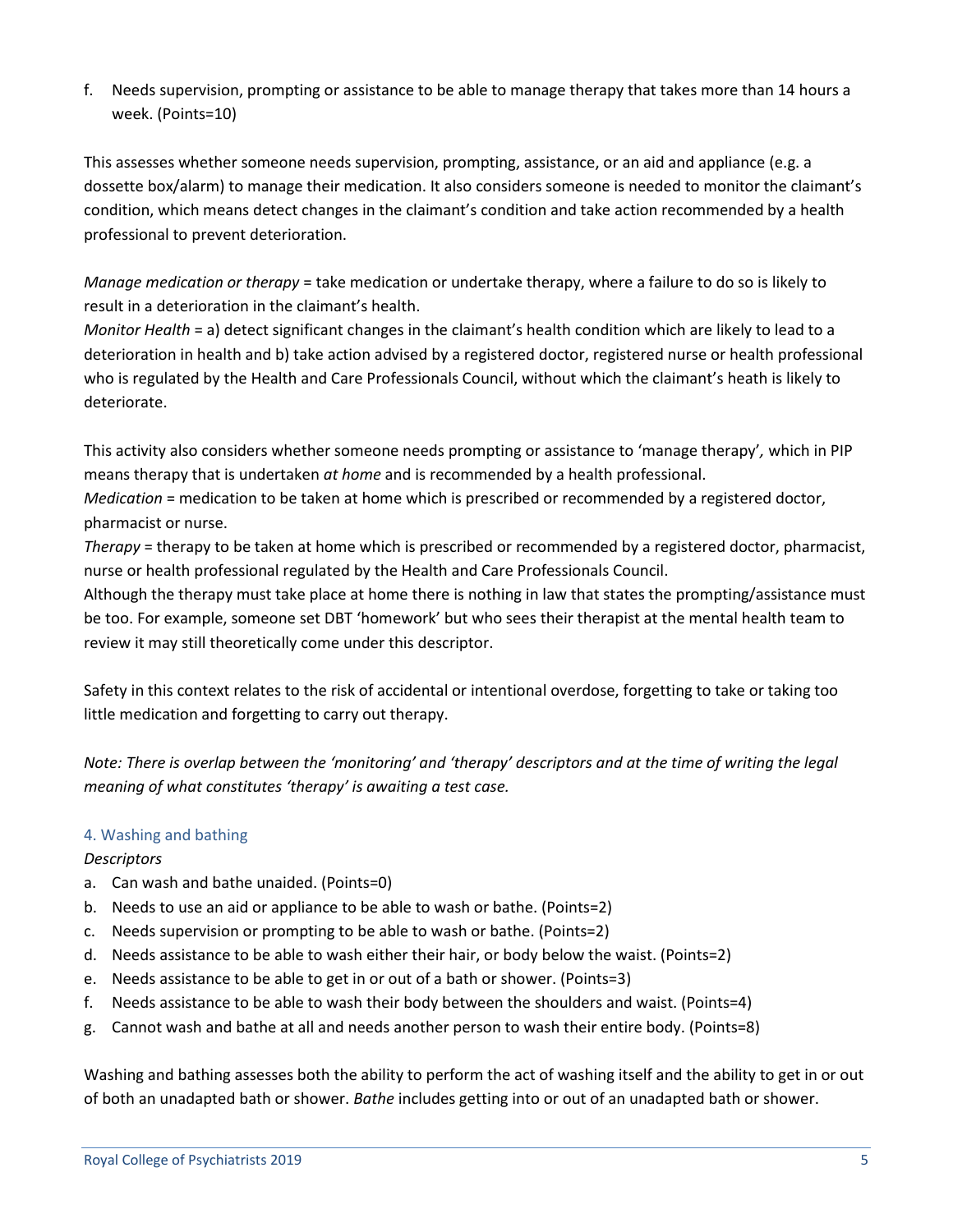f. Needs supervision, prompting or assistance to be able to manage therapy that takes more than 14 hours a week. (Points=10)

This assesses whether someone needs supervision, prompting, assistance, or an aid and appliance (e.g. a dossette box/alarm) to manage their medication. It also considers someone is needed to monitor the claimant's condition, which means detect changes in the claimant's condition and take action recommended by a health professional to prevent deterioration.

*Manage medication or therapy* = take medication or undertake therapy, where a failure to do so is likely to result in a deterioration in the claimant's health.
*Monitor Health* = a) detect significant changes in the claimant's health condition which are likely to lead to a deterioration in health and b) take action advised by a registered doctor, registered nurse or health professional who is regulated by the Health and Care Professionals Council, without which the claimant's heath is likely to deteriorate.

This activity also considers whether someone needs prompting or assistance to 'manage therapy', which in PIP means therapy that is undertaken *at home* and is recommended by a health professional.
*Medication* = medication to be taken at home which is prescribed or recommended by a registered doctor, pharmacist or nurse.
*Therapy* = therapy to be taken at home which is prescribed or recommended by a registered doctor, pharmacist, nurse or health professional regulated by the Health and Care Professionals Council.
Although the therapy must take place at home there is nothing in law that states the prompting/assistance must be too. For example, someone set DBT 'homework' but who sees their therapist at the mental health team to review it may still theoretically come under this descriptor.

Safety in this context relates to the risk of accidental or intentional overdose, forgetting to take or taking too little medication and forgetting to carry out therapy.

*Note: There is overlap between the 'monitoring' and 'therapy' descriptors and at the time of writing the legal meaning of what constitutes 'therapy' is awaiting a test case.*

### 4. Washing and bathing

*Descriptors*

a. Can wash and bathe unaided. (Points=0)
b. Needs to use an aid or appliance to be able to wash or bathe. (Points=2)
c. Needs supervision or prompting to be able to wash or bathe. (Points=2)
d. Needs assistance to be able to wash either their hair, or body below the waist. (Points=2)
e. Needs assistance to be able to get in or out of a bath or shower. (Points=3)
f. Needs assistance to be able to wash their body between the shoulders and waist. (Points=4)
g. Cannot wash and bathe at all and needs another person to wash their entire body. (Points=8)

Washing and bathing assesses both the ability to perform the act of washing itself and the ability to get in or out of both an unadapted bath or shower. *Bathe* includes getting into or out of an unadapted bath or shower.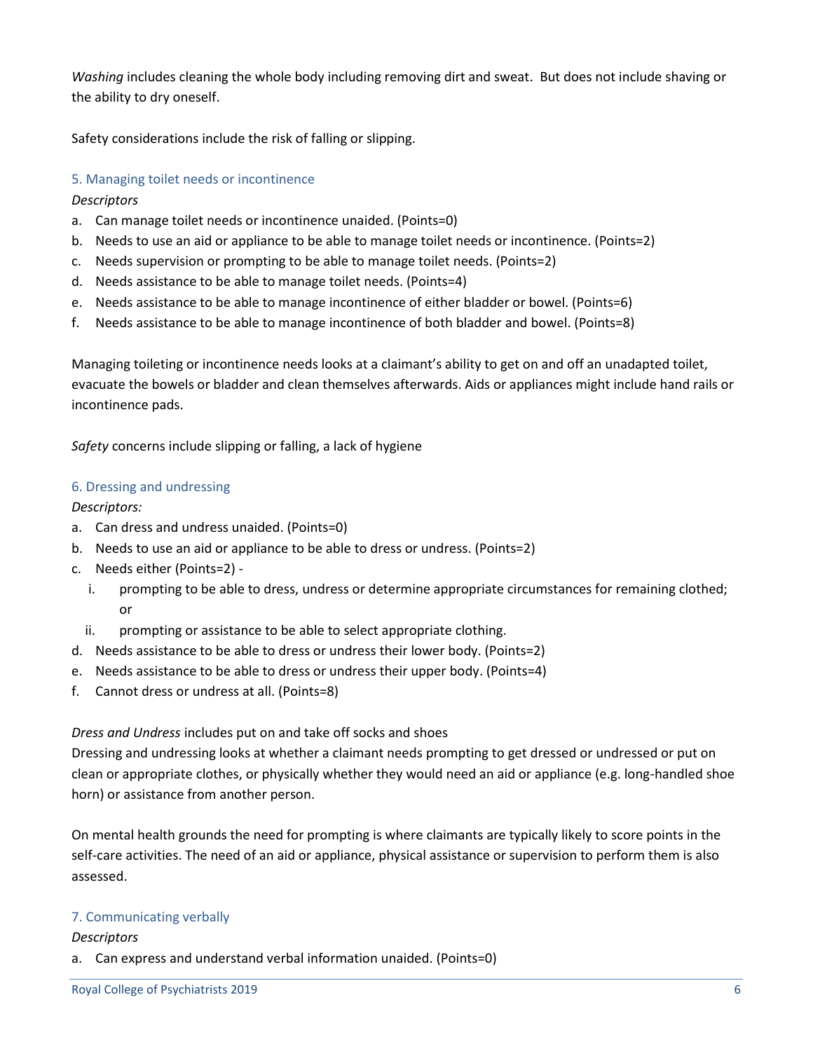*Washing* includes cleaning the whole body including removing dirt and sweat. But does not include shaving or the ability to dry oneself.

Safety considerations include the risk of falling or slipping.

### 5. Managing toilet needs or incontinence

*Descriptors*

a. Can manage toilet needs or incontinence unaided. (Points=0)
b. Needs to use an aid or appliance to be able to manage toilet needs or incontinence. (Points=2)
c. Needs supervision or prompting to be able to manage toilet needs. (Points=2)
d. Needs assistance to be able to manage toilet needs. (Points=4)
e. Needs assistance to be able to manage incontinence of either bladder or bowel. (Points=6)
f. Needs assistance to be able to manage incontinence of both bladder and bowel. (Points=8)

Managing toileting or incontinence needs looks at a claimant's ability to get on and off an unadapted toilet, evacuate the bowels or bladder and clean themselves afterwards. Aids or appliances might include hand rails or incontinence pads.

*Safety* concerns include slipping or falling, a lack of hygiene

### 6. Dressing and undressing

*Descriptors:*

a. Can dress and undress unaided. (Points=0)
b. Needs to use an aid or appliance to be able to dress or undress. (Points=2)
c. Needs either (Points=2) -
   i. prompting to be able to dress, undress or determine appropriate circumstances for remaining clothed; or
   ii. prompting or assistance to be able to select appropriate clothing.
d. Needs assistance to be able to dress or undress their lower body. (Points=2)
e. Needs assistance to be able to dress or undress their upper body. (Points=4)
f. Cannot dress or undress at all. (Points=8)

*Dress and Undress* includes put on and take off socks and shoes
Dressing and undressing looks at whether a claimant needs prompting to get dressed or undressed or put on clean or appropriate clothes, or physically whether they would need an aid or appliance (e.g. long-handled shoe horn) or assistance from another person.

On mental health grounds the need for prompting is where claimants are typically likely to score points in the self-care activities. The need of an aid or appliance, physical assistance or supervision to perform them is also assessed.

### 7. Communicating verbally

*Descriptors*

a. Can express and understand verbal information unaided. (Points=0)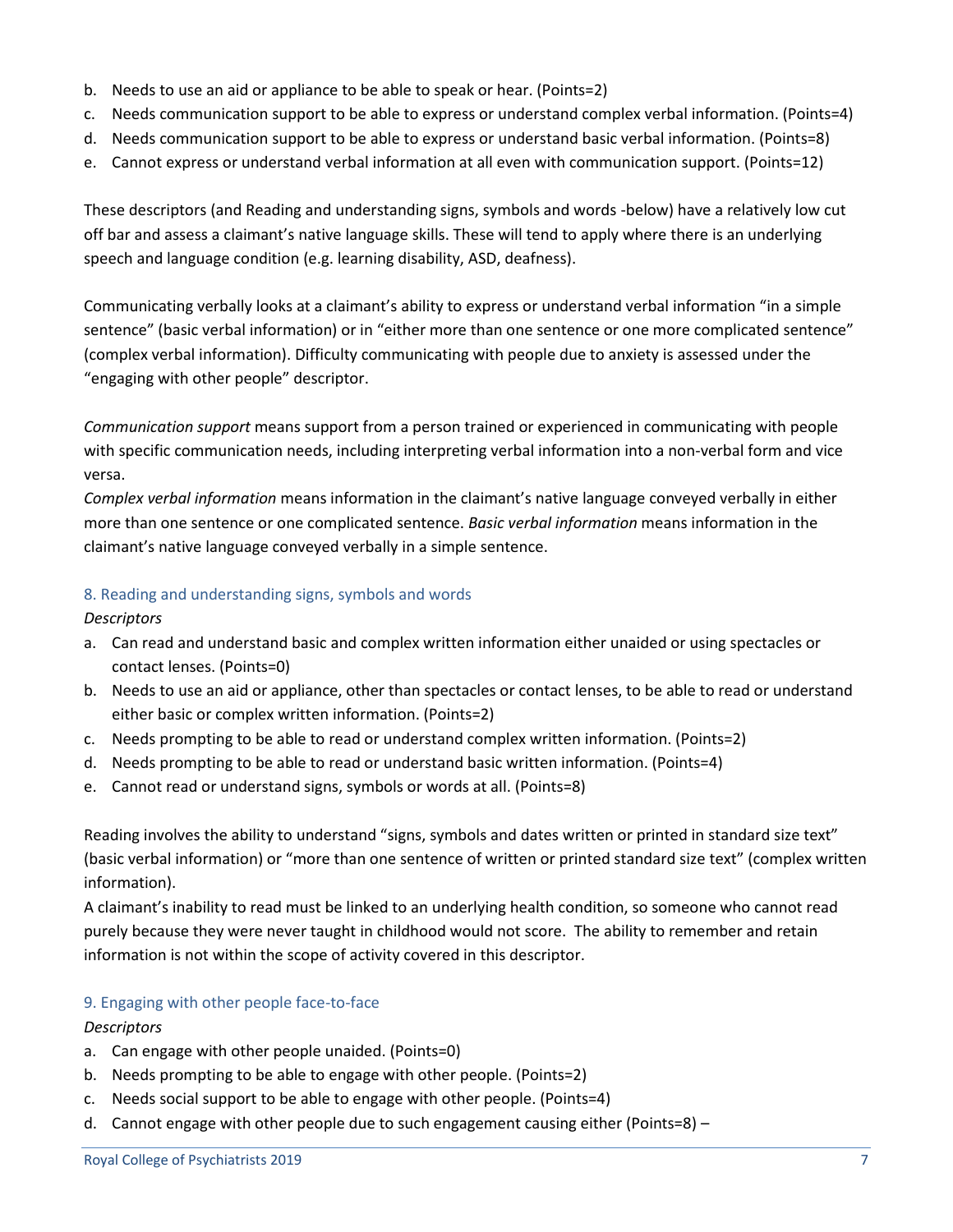b. Needs to use an aid or appliance to be able to speak or hear. (Points=2)
c. Needs communication support to be able to express or understand complex verbal information. (Points=4)
d. Needs communication support to be able to express or understand basic verbal information. (Points=8)
e. Cannot express or understand verbal information at all even with communication support. (Points=12)

These descriptors (and Reading and understanding signs, symbols and words -below) have a relatively low cut off bar and assess a claimant's native language skills. These will tend to apply where there is an underlying speech and language condition (e.g. learning disability, ASD, deafness).

Communicating verbally looks at a claimant's ability to express or understand verbal information "in a simple sentence" (basic verbal information) or in "either more than one sentence or one more complicated sentence" (complex verbal information). Difficulty communicating with people due to anxiety is assessed under the "engaging with other people" descriptor.

*Communication support* means support from a person trained or experienced in communicating with people with specific communication needs, including interpreting verbal information into a non-verbal form and vice versa.
*Complex verbal information* means information in the claimant's native language conveyed verbally in either more than one sentence or one complicated sentence. *Basic verbal information* means information in the claimant's native language conveyed verbally in a simple sentence.

### 8. Reading and understanding signs, symbols and words

*Descriptors*

a. Can read and understand basic and complex written information either unaided or using spectacles or contact lenses. (Points=0)
b. Needs to use an aid or appliance, other than spectacles or contact lenses, to be able to read or understand either basic or complex written information. (Points=2)
c. Needs prompting to be able to read or understand complex written information. (Points=2)
d. Needs prompting to be able to read or understand basic written information. (Points=4)
e. Cannot read or understand signs, symbols or words at all. (Points=8)

Reading involves the ability to understand "signs, symbols and dates written or printed in standard size text" (basic verbal information) or "more than one sentence of written or printed standard size text" (complex written information).
A claimant's inability to read must be linked to an underlying health condition, so someone who cannot read purely because they were never taught in childhood would not score. The ability to remember and retain information is not within the scope of activity covered in this descriptor.

### 9. Engaging with other people face-to-face

*Descriptors*

a. Can engage with other people unaided. (Points=0)
b. Needs prompting to be able to engage with other people. (Points=2)
c. Needs social support to be able to engage with other people. (Points=4)
d. Cannot engage with other people due to such engagement causing either (Points=8) –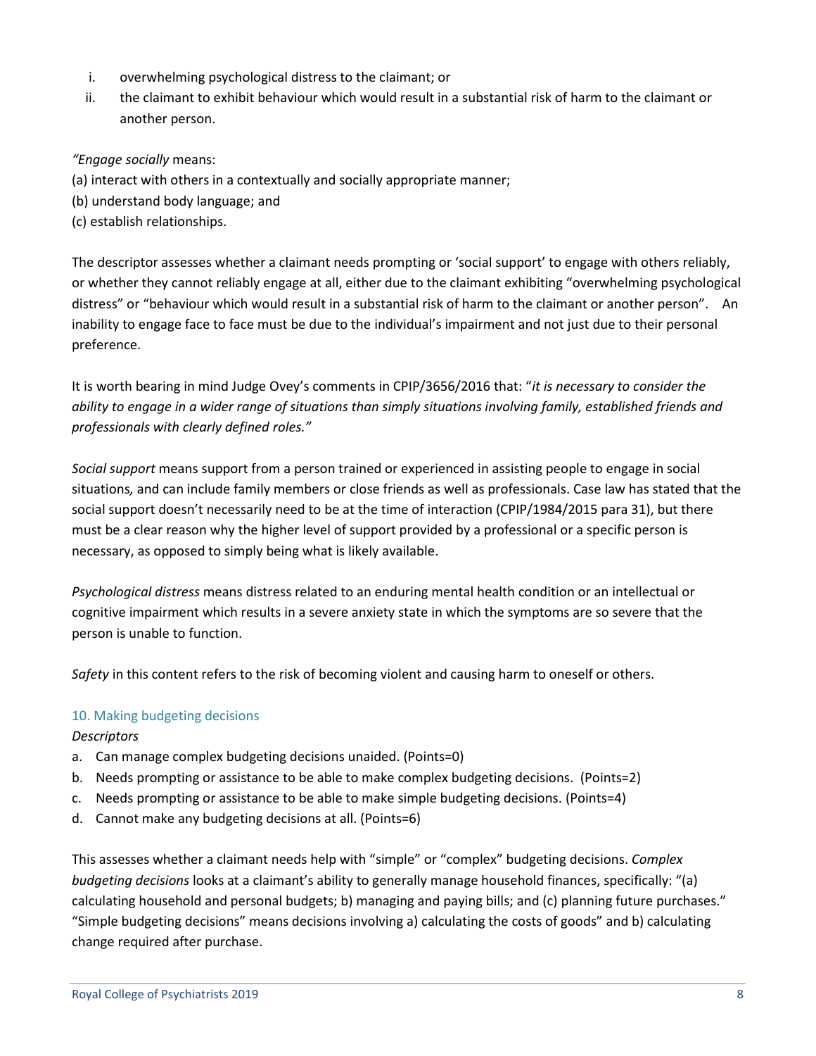i. overwhelming psychological distress to the claimant; or
ii. the claimant to exhibit behaviour which would result in a substantial risk of harm to the claimant or another person.

*"Engage socially* means:

(a) interact with others in a contextually and socially appropriate manner;
(b) understand body language; and
(c) establish relationships.

The descriptor assesses whether a claimant needs prompting or 'social support' to engage with others reliably, or whether they cannot reliably engage at all, either due to the claimant exhibiting "overwhelming psychological distress" or "behaviour which would result in a substantial risk of harm to the claimant or another person". An inability to engage face to face must be due to the individual's impairment and not just due to their personal preference.

It is worth bearing in mind Judge Ovey's comments in CPIP/3656/2016 that: "*it is necessary to consider the ability to engage in a wider range of situations than simply situations involving family, established friends and professionals with clearly defined roles."*

*Social support* means support from a person trained or experienced in assisting people to engage in social situations*,* and can include family members or close friends as well as professionals. Case law has stated that the social support doesn't necessarily need to be at the time of interaction (CPIP/1984/2015 para 31), but there must be a clear reason why the higher level of support provided by a professional or a specific person is necessary, as opposed to simply being what is likely available.

*Psychological distress* means distress related to an enduring mental health condition or an intellectual or cognitive impairment which results in a severe anxiety state in which the symptoms are so severe that the person is unable to function.

*Safety* in this content refers to the risk of becoming violent and causing harm to oneself or others.

### 10. Making budgeting decisions

*Descriptors*

a. Can manage complex budgeting decisions unaided. (Points=0)
b. Needs prompting or assistance to be able to make complex budgeting decisions. (Points=2)
c. Needs prompting or assistance to be able to make simple budgeting decisions. (Points=4)
d. Cannot make any budgeting decisions at all. (Points=6)

This assesses whether a claimant needs help with "simple" or "complex" budgeting decisions. *Complex budgeting decisions* looks at a claimant's ability to generally manage household finances, specifically: "(a) calculating household and personal budgets; b) managing and paying bills; and (c) planning future purchases." "Simple budgeting decisions" means decisions involving a) calculating the costs of goods" and b) calculating change required after purchase.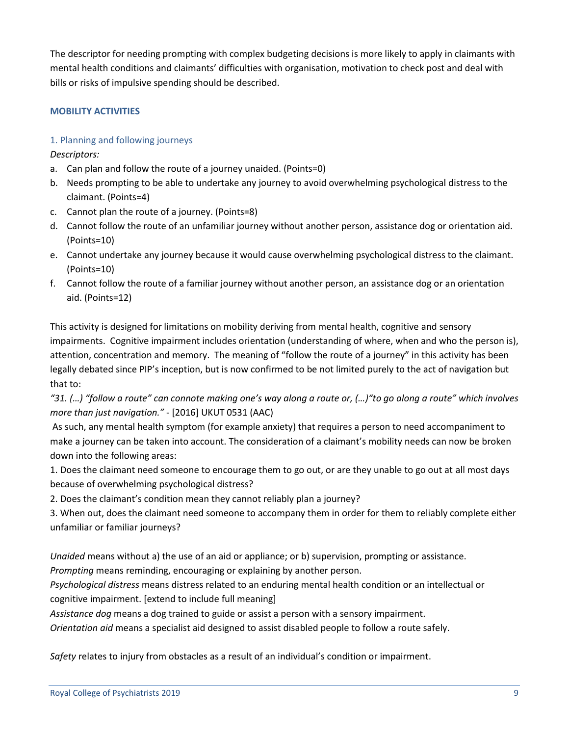The descriptor for needing prompting with complex budgeting decisions is more likely to apply in claimants with mental health conditions and claimants' difficulties with organisation, motivation to check post and deal with bills or risks of impulsive spending should be described.

## MOBILITY ACTIVITIES

### 1. Planning and following journeys

*Descriptors:*

a. Can plan and follow the route of a journey unaided. (Points=0)
b. Needs prompting to be able to undertake any journey to avoid overwhelming psychological distress to the claimant. (Points=4)
c. Cannot plan the route of a journey. (Points=8)
d. Cannot follow the route of an unfamiliar journey without another person, assistance dog or orientation aid. (Points=10)
e. Cannot undertake any journey because it would cause overwhelming psychological distress to the claimant. (Points=10)
f. Cannot follow the route of a familiar journey without another person, an assistance dog or an orientation aid. (Points=12)

This activity is designed for limitations on mobility deriving from mental health, cognitive and sensory impairments. Cognitive impairment includes orientation (understanding of where, when and who the person is), attention, concentration and memory. The meaning of "follow the route of a journey" in this activity has been legally debated since PIP's inception, but is now confirmed to be not limited purely to the act of navigation but that to:

*"31. (…) "follow a route" can connote making one's way along a route or, (…)"to go along a route" which involves more than just navigation."* - [2016] UKUT 0531 (AAC)

As such, any mental health symptom (for example anxiety) that requires a person to need accompaniment to make a journey can be taken into account. The consideration of a claimant's mobility needs can now be broken down into the following areas:

1. Does the claimant need someone to encourage them to go out, or are they unable to go out at all most days because of overwhelming psychological distress?
2. Does the claimant's condition mean they cannot reliably plan a journey?
3. When out, does the claimant need someone to accompany them in order for them to reliably complete either unfamiliar or familiar journeys?

*Unaided* means without a) the use of an aid or appliance; or b) supervision, prompting or assistance.
*Prompting* means reminding, encouraging or explaining by another person.
*Psychological distress* means distress related to an enduring mental health condition or an intellectual or cognitive impairment. [extend to include full meaning]
*Assistance dog* means a dog trained to guide or assist a person with a sensory impairment.
*Orientation aid* means a specialist aid designed to assist disabled people to follow a route safely.

*Safety* relates to injury from obstacles as a result of an individual's condition or impairment.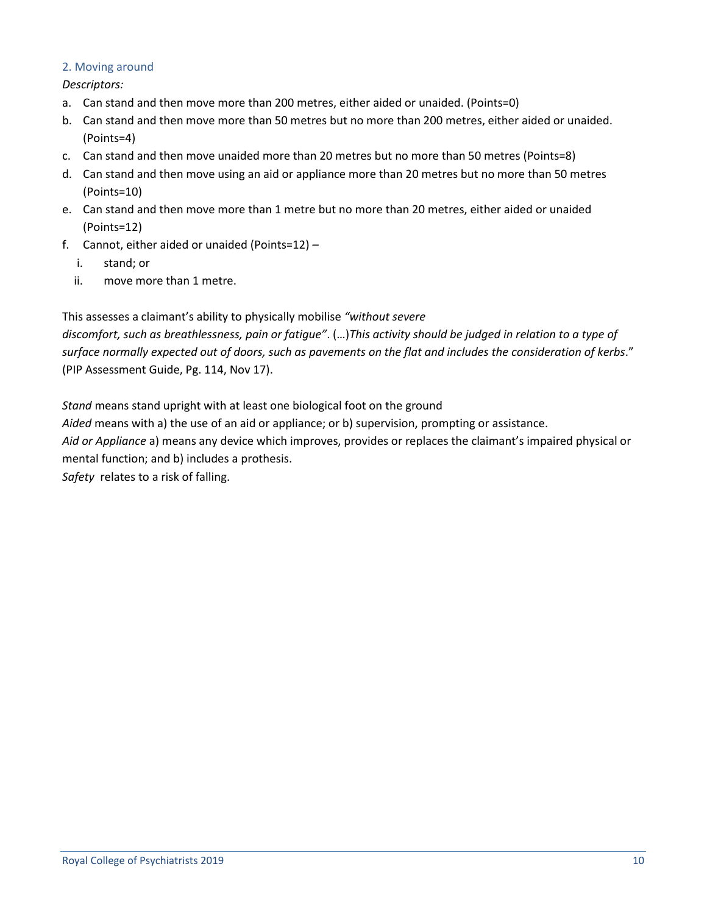## 2. Moving around

*Descriptors:*

a. Can stand and then move more than 200 metres, either aided or unaided. (Points=0)
b. Can stand and then move more than 50 metres but no more than 200 metres, either aided or unaided. (Points=4)
c. Can stand and then move unaided more than 20 metres but no more than 50 metres (Points=8)
d. Can stand and then move using an aid or appliance more than 20 metres but no more than 50 metres (Points=10)
e. Can stand and then move more than 1 metre but no more than 20 metres, either aided or unaided (Points=12)
f. Cannot, either aided or unaided (Points=12) –
   i. stand; or
   ii. move more than 1 metre.

This assesses a claimant's ability to physically mobilise *"without severe discomfort, such as breathlessness, pain or fatigue"*. (…)*This activity should be judged in relation to a type of surface normally expected out of doors, such as pavements on the flat and includes the consideration of kerbs*." (PIP Assessment Guide, Pg. 114, Nov 17).

*Stand* means stand upright with at least one biological foot on the ground
*Aided* means with a) the use of an aid or appliance; or b) supervision, prompting or assistance.
*Aid or Appliance* a) means any device which improves, provides or replaces the claimant's impaired physical or mental function; and b) includes a prothesis.
*Safety* relates to a risk of falling.